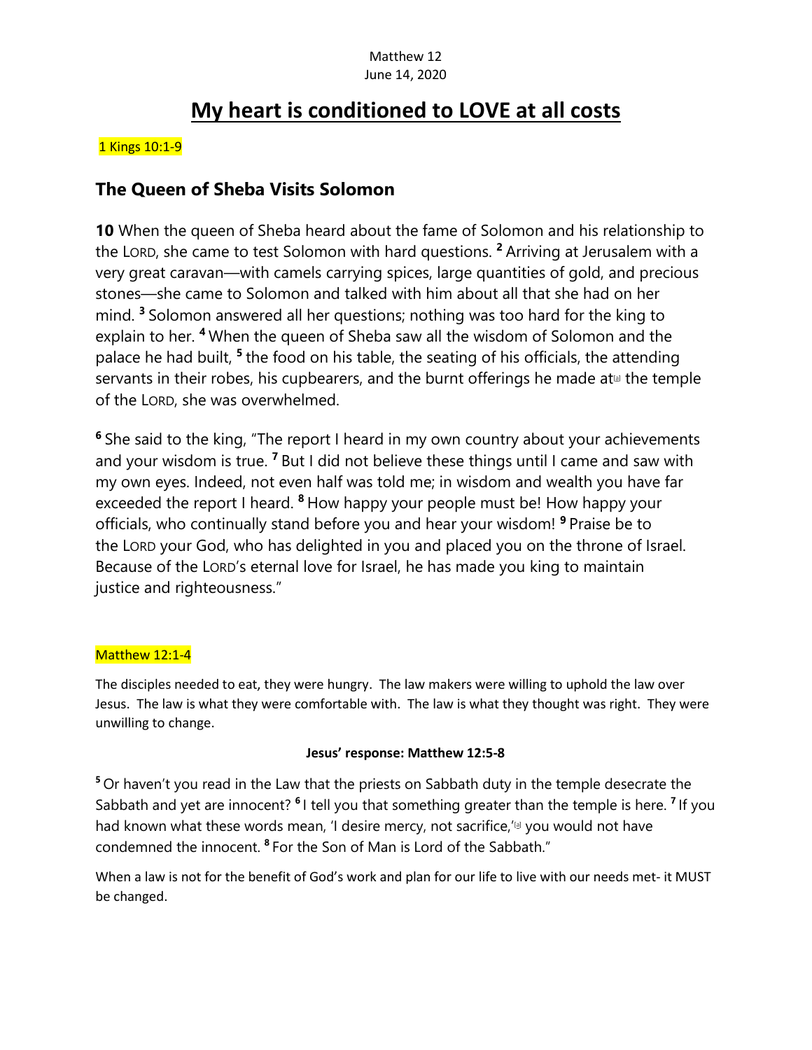Matthew 12
June 14, 2020

# My heart is conditioned to LOVE at all costs

1 Kings 10:1-9

## The Queen of Sheba Visits Solomon

**10** When the queen of Sheba heard about the fame of Solomon and his relationship to the LORD, she came to test Solomon with hard questions. [2] Arriving at Jerusalem with a very great caravan—with camels carrying spices, large quantities of gold, and precious stones—she came to Solomon and talked with him about all that she had on her mind. [3] Solomon answered all her questions; nothing was too hard for the king to explain to her. [4] When the queen of Sheba saw all the wisdom of Solomon and the palace he had built, [5] the food on his table, the seating of his officials, the attending servants in their robes, his cupbearers, and the burnt offerings he made at[a] the temple of the LORD, she was overwhelmed.

[6] She said to the king, "The report I heard in my own country about your achievements and your wisdom is true. [7] But I did not believe these things until I came and saw with my own eyes. Indeed, not even half was told me; in wisdom and wealth you have far exceeded the report I heard. [8] How happy your people must be! How happy your officials, who continually stand before you and hear your wisdom! [9] Praise be to the LORD your God, who has delighted in you and placed you on the throne of Israel. Because of the LORD's eternal love for Israel, he has made you king to maintain justice and righteousness."

Matthew 12:1-4

The disciples needed to eat, they were hungry. The law makers were willing to uphold the law over Jesus. The law is what they were comfortable with. The law is what they thought was right. They were unwilling to change.

**Jesus' response: Matthew 12:5-8**

[5] Or haven't you read in the Law that the priests on Sabbath duty in the temple desecrate the Sabbath and yet are innocent? [6] I tell you that something greater than the temple is here. [7] If you had known what these words mean, 'I desire mercy, not sacrifice,'[a] you would not have condemned the innocent. [8] For the Son of Man is Lord of the Sabbath."

When a law is not for the benefit of God's work and plan for our life to live with our needs met- it MUST be changed.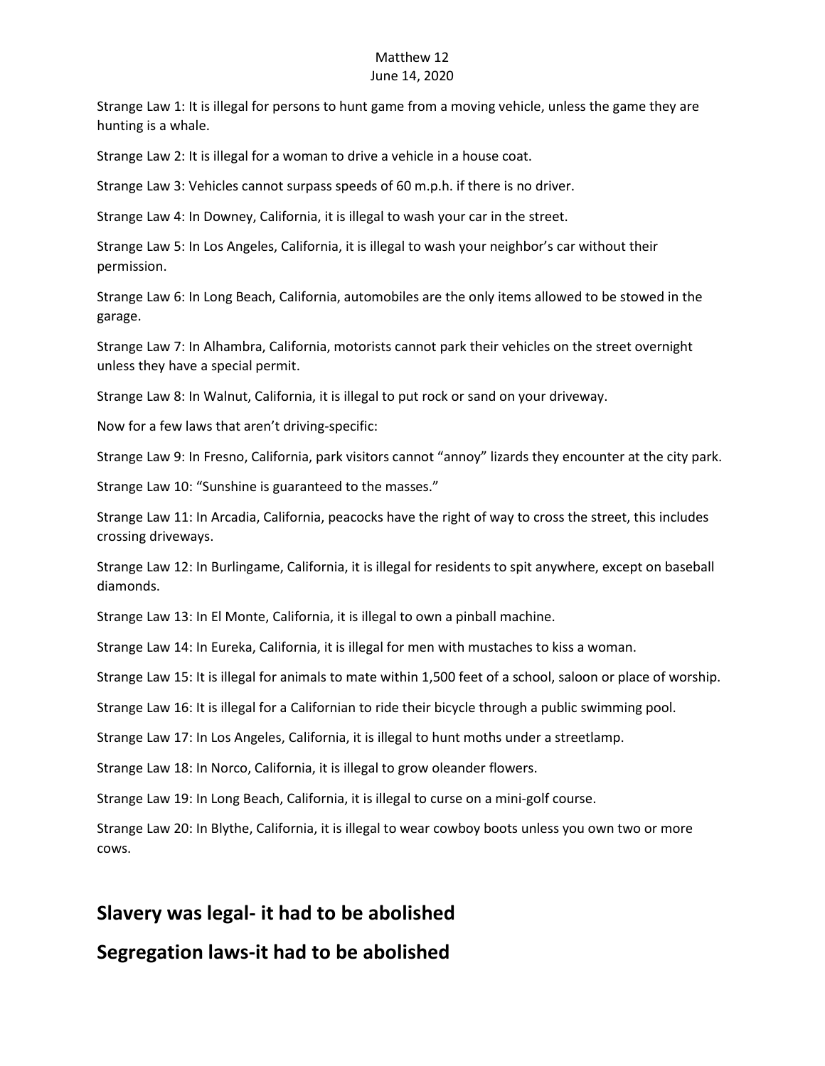Strange Law 1: It is illegal for persons to hunt game from a moving vehicle, unless the game they are hunting is a whale.

Strange Law 2: It is illegal for a woman to drive a vehicle in a house coat.

Strange Law 3: Vehicles cannot surpass speeds of 60 m.p.h. if there is no driver.

Strange Law 4: In Downey, California, it is illegal to wash your car in the street.

Strange Law 5: In Los Angeles, California, it is illegal to wash your neighbor's car without their permission.

Strange Law 6: In Long Beach, California, automobiles are the only items allowed to be stowed in the garage.

Strange Law 7: In Alhambra, California, motorists cannot park their vehicles on the street overnight unless they have a special permit.

Strange Law 8: In Walnut, California, it is illegal to put rock or sand on your driveway.

Now for a few laws that aren't driving-specific:

Strange Law 9: In Fresno, California, park visitors cannot "annoy" lizards they encounter at the city park.

Strange Law 10: "Sunshine is guaranteed to the masses."

Strange Law 11: In Arcadia, California, peacocks have the right of way to cross the street, this includes crossing driveways.

Strange Law 12: In Burlingame, California, it is illegal for residents to spit anywhere, except on baseball diamonds.

Strange Law 13: In El Monte, California, it is illegal to own a pinball machine.

Strange Law 14: In Eureka, California, it is illegal for men with mustaches to kiss a woman.

Strange Law 15: It is illegal for animals to mate within 1,500 feet of a school, saloon or place of worship.

Strange Law 16: It is illegal for a Californian to ride their bicycle through a public swimming pool.

Strange Law 17: In Los Angeles, California, it is illegal to hunt moths under a streetlamp.

Strange Law 18: In Norco, California, it is illegal to grow oleander flowers.

Strange Law 19: In Long Beach, California, it is illegal to curse on a mini-golf course.

Strange Law 20: In Blythe, California, it is illegal to wear cowboy boots unless you own two or more cows.

## Slavery was legal- it had to be abolished

## Segregation laws-it had to be abolished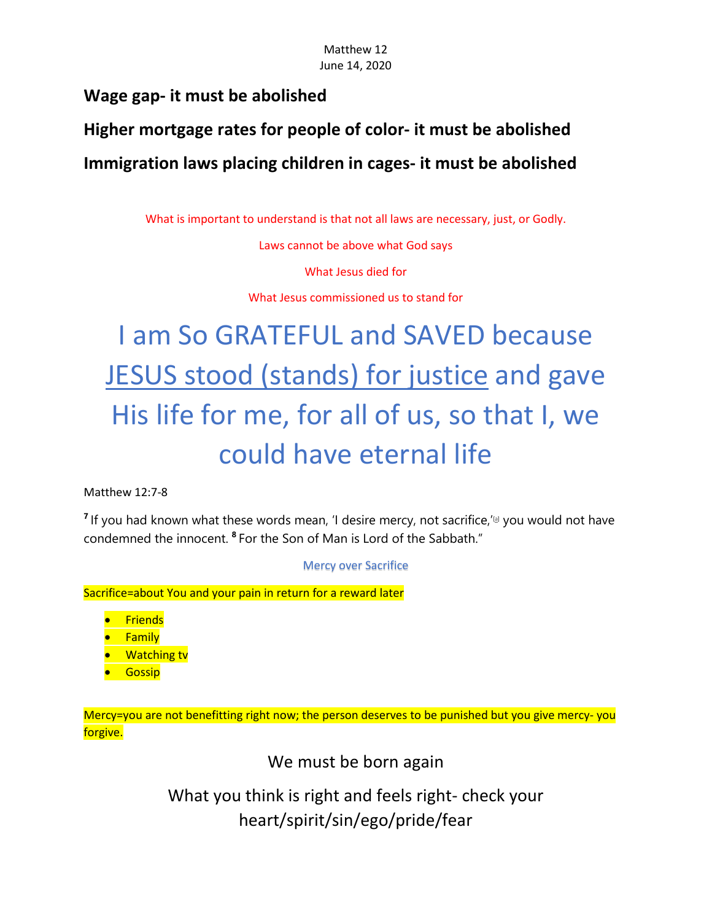Matthew 12
June 14, 2020

**Wage gap- it must be abolished**

**Higher mortgage rates for people of color- it must be abolished**

**Immigration laws placing children in cages- it must be abolished**

What is important to understand is that not all laws are necessary, just, or Godly.

Laws cannot be above what God says

What Jesus died for

What Jesus commissioned us to stand for

# I am So GRATEFUL and SAVED because JESUS stood (stands) for justice and gave His life for me, for all of us, so that I, we could have eternal life

Matthew 12:7-8

[7] If you had known what these words mean, 'I desire mercy, not sacrifice,'[a] you would not have condemned the innocent. [8] For the Son of Man is Lord of the Sabbath."

Mercy over Sacrifice

Sacrifice=about You and your pain in return for a reward later

- Friends
- Family
- Watching tv
- Gossip

Mercy=you are not benefitting right now; the person deserves to be punished but you give mercy- you forgive.

We must be born again

What you think is right and feels right- check your heart/spirit/sin/ego/pride/fear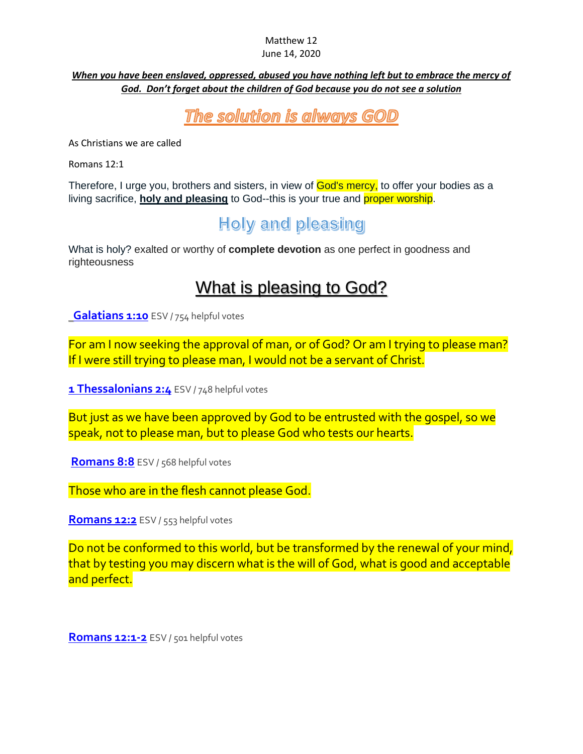Matthew 12
June 14, 2020

***When you have been enslaved, oppressed, abused you have nothing left but to embrace the mercy of God. Don't forget about the children of God because you do not see a solution***

# The solution is always GOD

As Christians we are called

Romans 12:1

Therefore, I urge you, brothers and sisters, in view of God's mercy, to offer your bodies as a living sacrifice, **holy and pleasing** to God--this is your true and proper worship.

## Holy and pleasing

What is holy? exalted or worthy of **complete devotion** as one perfect in goodness and righteousness

## What is pleasing to God?

**Galatians 1:10** ESV / 754 helpful votes

For am I now seeking the approval of man, or of God? Or am I trying to please man? If I were still trying to please man, I would not be a servant of Christ.

**1 Thessalonians 2:4** ESV / 748 helpful votes

But just as we have been approved by God to be entrusted with the gospel, so we speak, not to please man, but to please God who tests our hearts.

**Romans 8:8** ESV / 568 helpful votes

Those who are in the flesh cannot please God.

**Romans 12:2** ESV / 553 helpful votes

Do not be conformed to this world, but be transformed by the renewal of your mind, that by testing you may discern what is the will of God, what is good and acceptable and perfect.

**Romans 12:1-2** ESV / 501 helpful votes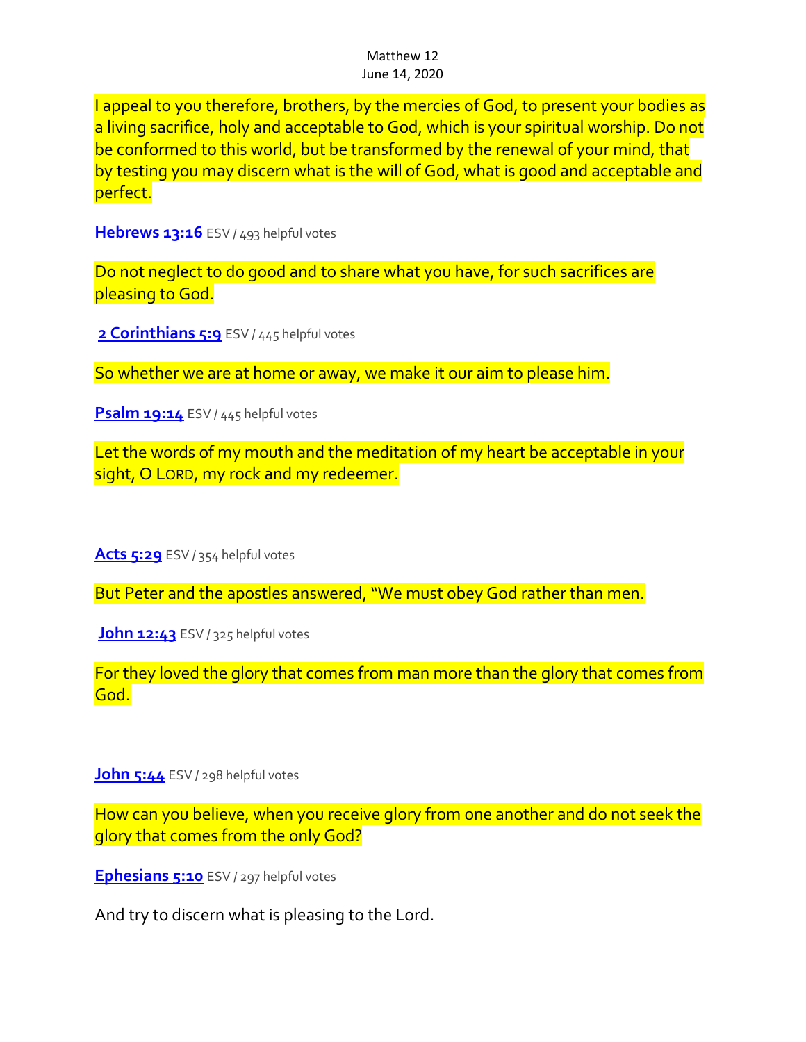Matthew 12
June 14, 2020

I appeal to you therefore, brothers, by the mercies of God, to present your bodies as a living sacrifice, holy and acceptable to God, which is your spiritual worship. Do not be conformed to this world, but be transformed by the renewal of your mind, that by testing you may discern what is the will of God, what is good and acceptable and perfect.

**Hebrews 13:16** ESV / 493 helpful votes

Do not neglect to do good and to share what you have, for such sacrifices are pleasing to God.

**2 Corinthians 5:9** ESV / 445 helpful votes

So whether we are at home or away, we make it our aim to please him.

**Psalm 19:14** ESV / 445 helpful votes

Let the words of my mouth and the meditation of my heart be acceptable in your sight, O LORD, my rock and my redeemer.

**Acts 5:29** ESV / 354 helpful votes

But Peter and the apostles answered, "We must obey God rather than men.

**John 12:43** ESV / 325 helpful votes

For they loved the glory that comes from man more than the glory that comes from God.

**John 5:44** ESV / 298 helpful votes

How can you believe, when you receive glory from one another and do not seek the glory that comes from the only God?

**Ephesians 5:10** ESV / 297 helpful votes

And try to discern what is pleasing to the Lord.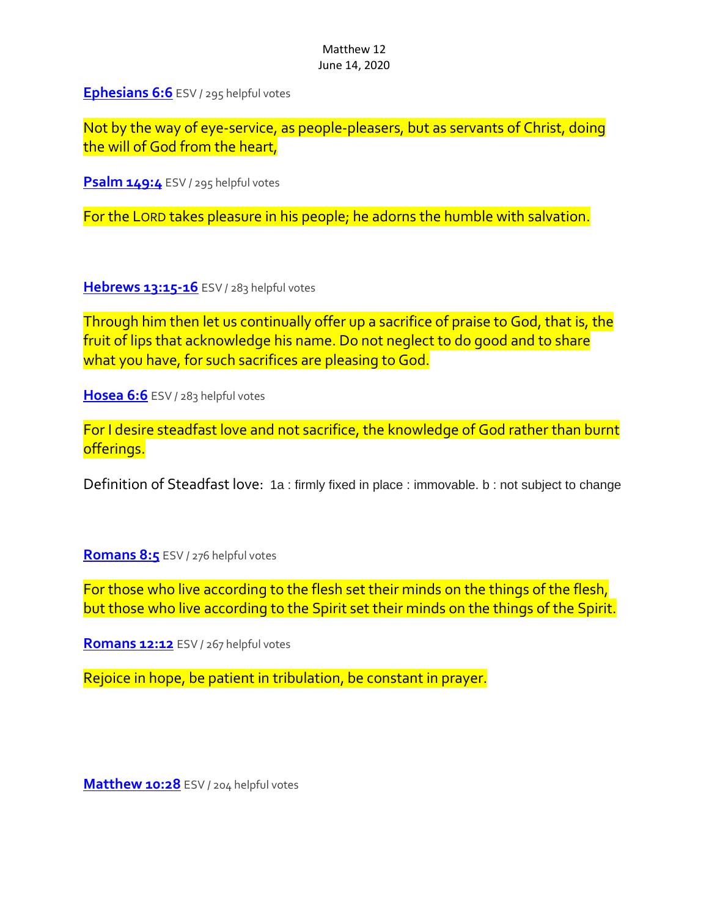Matthew 12
June 14, 2020

**Ephesians 6:6** ESV / 295 helpful votes

Not by the way of eye-service, as people-pleasers, but as servants of Christ, doing the will of God from the heart,

**Psalm 149:4** ESV / 295 helpful votes

For the LORD takes pleasure in his people; he adorns the humble with salvation.

**Hebrews 13:15-16** ESV / 283 helpful votes

Through him then let us continually offer up a sacrifice of praise to God, that is, the fruit of lips that acknowledge his name. Do not neglect to do good and to share what you have, for such sacrifices are pleasing to God.

**Hosea 6:6** ESV / 283 helpful votes

For I desire steadfast love and not sacrifice, the knowledge of God rather than burnt offerings.

Definition of Steadfast love: 1a : firmly fixed in place : immovable. b : not subject to change

**Romans 8:5** ESV / 276 helpful votes

For those who live according to the flesh set their minds on the things of the flesh, but those who live according to the Spirit set their minds on the things of the Spirit.

**Romans 12:12** ESV / 267 helpful votes

Rejoice in hope, be patient in tribulation, be constant in prayer.

**Matthew 10:28** ESV / 204 helpful votes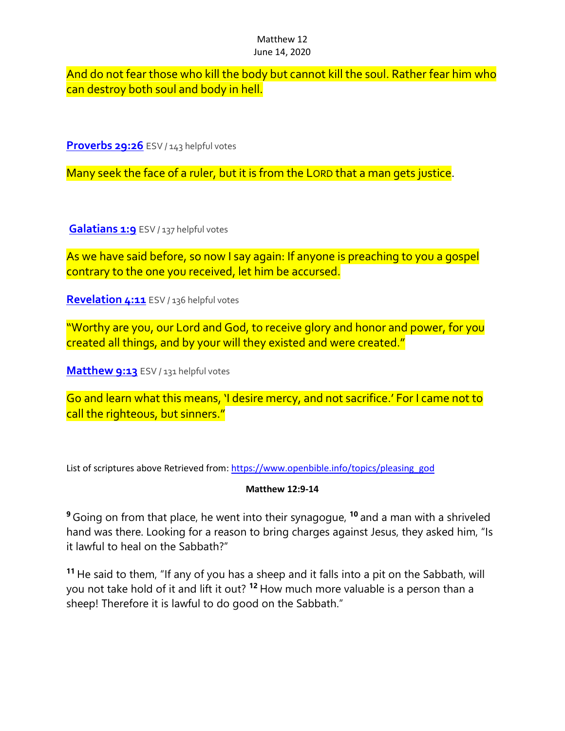And do not fear those who kill the body but cannot kill the soul. Rather fear him who can destroy both soul and body in hell.

**Proverbs 29:26** ESV / 143 helpful votes

Many seek the face of a ruler, but it is from the LORD that a man gets justice.

**Galatians 1:9** ESV / 137 helpful votes

As we have said before, so now I say again: If anyone is preaching to you a gospel contrary to the one you received, let him be accursed.

**Revelation 4:11** ESV / 136 helpful votes

"Worthy are you, our Lord and God, to receive glory and honor and power, for you created all things, and by your will they existed and were created."

**Matthew 9:13** ESV / 131 helpful votes

Go and learn what this means, 'I desire mercy, and not sacrifice.' For I came not to call the righteous, but sinners."

List of scriptures above Retrieved from: https://www.openbible.info/topics/pleasing_god

**Matthew 12:9-14**

**9** Going on from that place, he went into their synagogue, **10** and a man with a shriveled hand was there. Looking for a reason to bring charges against Jesus, they asked him, "Is it lawful to heal on the Sabbath?"

**11** He said to them, "If any of you has a sheep and it falls into a pit on the Sabbath, will you not take hold of it and lift it out? **12** How much more valuable is a person than a sheep! Therefore it is lawful to do good on the Sabbath."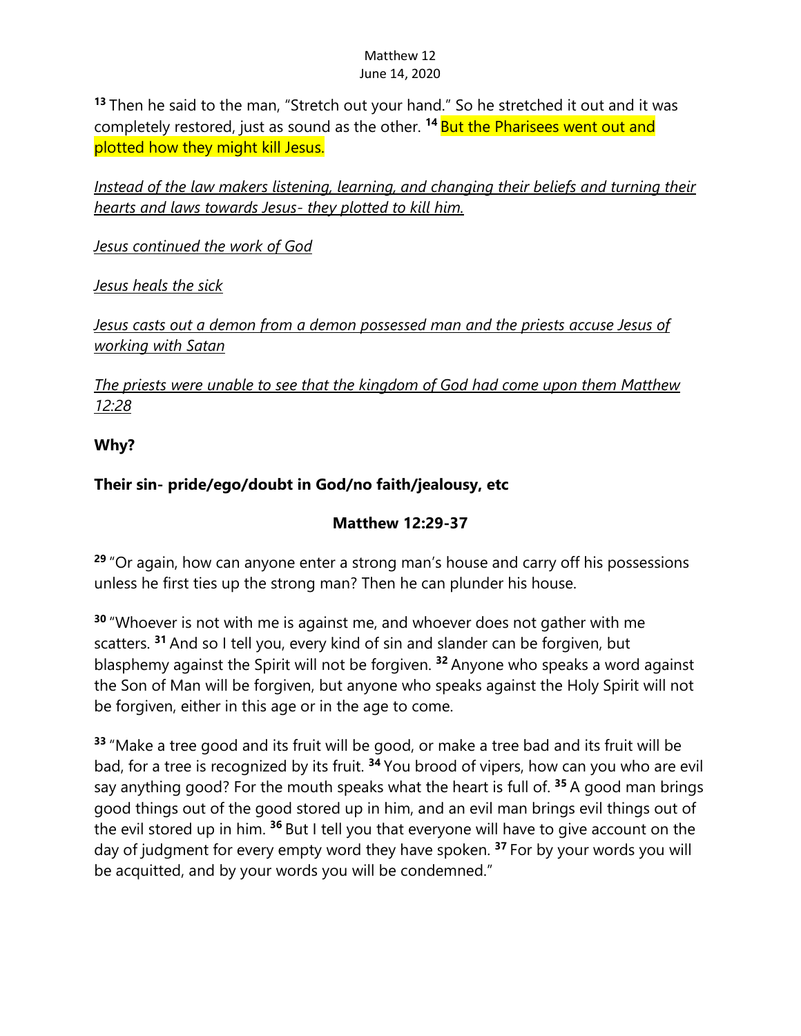[13] Then he said to the man, "Stretch out your hand." So he stretched it out and it was completely restored, just as sound as the other. [14] But the Pharisees went out and plotted how they might kill Jesus.

*Instead of the law makers listening, learning, and changing their beliefs and turning their hearts and laws towards Jesus- they plotted to kill him.*

*Jesus continued the work of God*

*Jesus heals the sick*

*Jesus casts out a demon from a demon possessed man and the priests accuse Jesus of working with Satan*

*The priests were unable to see that the kingdom of God had come upon them Matthew 12:28*

**Why?**

**Their sin- pride/ego/doubt in God/no faith/jealousy, etc**

**Matthew 12:29-37**

[29] "Or again, how can anyone enter a strong man's house and carry off his possessions unless he first ties up the strong man? Then he can plunder his house.

[30] "Whoever is not with me is against me, and whoever does not gather with me scatters. [31] And so I tell you, every kind of sin and slander can be forgiven, but blasphemy against the Spirit will not be forgiven. [32] Anyone who speaks a word against the Son of Man will be forgiven, but anyone who speaks against the Holy Spirit will not be forgiven, either in this age or in the age to come.

[33] "Make a tree good and its fruit will be good, or make a tree bad and its fruit will be bad, for a tree is recognized by its fruit. [34] You brood of vipers, how can you who are evil say anything good? For the mouth speaks what the heart is full of. [35] A good man brings good things out of the good stored up in him, and an evil man brings evil things out of the evil stored up in him. [36] But I tell you that everyone will have to give account on the day of judgment for every empty word they have spoken. [37] For by your words you will be acquitted, and by your words you will be condemned."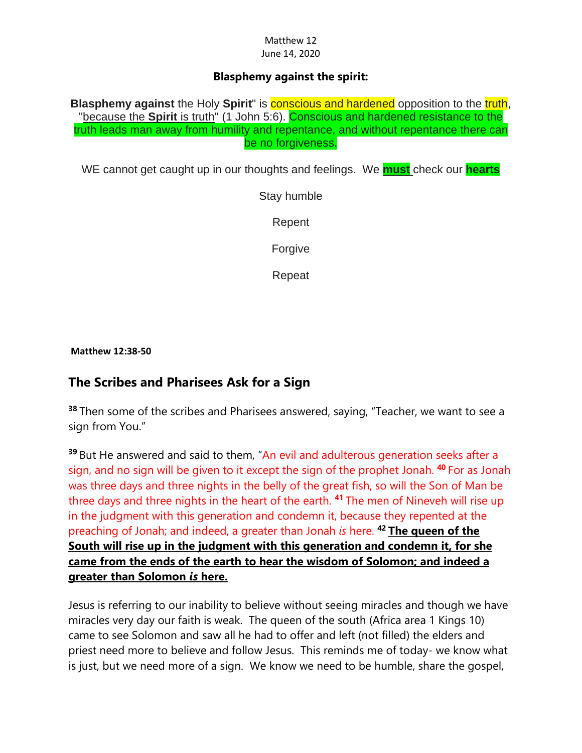Matthew 12
June 14, 2020

**Blasphemy against the spirit:**

**Blasphemy against** the Holy **Spirit**" is conscious and hardened opposition to the truth, "because the **Spirit** is truth" (1 John 5:6). Conscious and hardened resistance to the truth leads man away from humility and repentance, and without repentance there can be no forgiveness.

WE cannot get caught up in our thoughts and feelings. We **must** check our **hearts**

Stay humble

Repent

Forgive

Repeat

**Matthew 12:38-50**

## The Scribes and Pharisees Ask for a Sign

**38** Then some of the scribes and Pharisees answered, saying, "Teacher, we want to see a sign from You."

**39** But He answered and said to them, "An evil and adulterous generation seeks after a sign, and no sign will be given to it except the sign of the prophet Jonah. **40** For as Jonah was three days and three nights in the belly of the great fish, so will the Son of Man be three days and three nights in the heart of the earth. **41** The men of Nineveh will rise up in the judgment with this generation and condemn it, because they repented at the preaching of Jonah; and indeed, a greater than Jonah *is* here. **42** **The queen of the South will rise up in the judgment with this generation and condemn it, for she came from the ends of the earth to hear the wisdom of Solomon; and indeed a greater than Solomon *is* here.**

Jesus is referring to our inability to believe without seeing miracles and though we have miracles very day our faith is weak. The queen of the south (Africa area 1 Kings 10) came to see Solomon and saw all he had to offer and left (not filled) the elders and priest need more to believe and follow Jesus. This reminds me of today- we know what is just, but we need more of a sign. We know we need to be humble, share the gospel,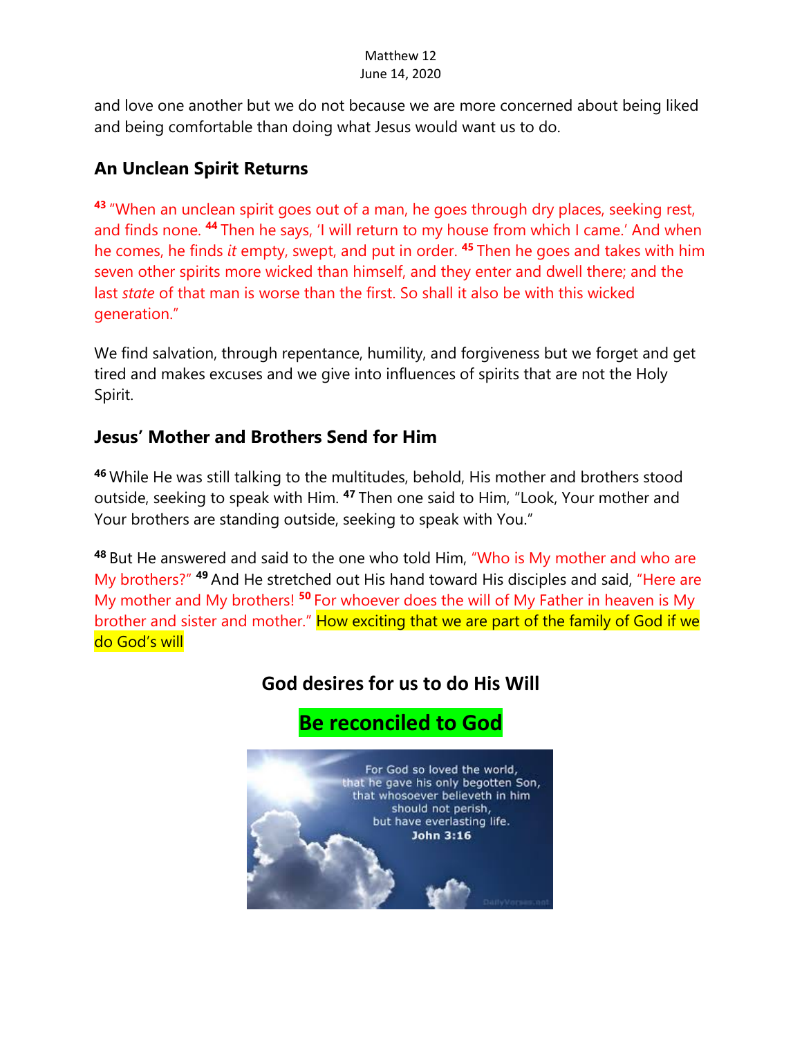and love one another but we do not because we are more concerned about being liked and being comfortable than doing what Jesus would want us to do.

## An Unclean Spirit Returns

[43] "When an unclean spirit goes out of a man, he goes through dry places, seeking rest, and finds none. [44] Then he says, 'I will return to my house from which I came.' And when he comes, he finds *it* empty, swept, and put in order. [45] Then he goes and takes with him seven other spirits more wicked than himself, and they enter and dwell there; and the last *state* of that man is worse than the first. So shall it also be with this wicked generation."

We find salvation, through repentance, humility, and forgiveness but we forget and get tired and makes excuses and we give into influences of spirits that are not the Holy Spirit.

## Jesus' Mother and Brothers Send for Him

[46] While He was still talking to the multitudes, behold, His mother and brothers stood outside, seeking to speak with Him. [47] Then one said to Him, "Look, Your mother and Your brothers are standing outside, seeking to speak with You."

[48] But He answered and said to the one who told Him, "Who is My mother and who are My brothers?" [49] And He stretched out His hand toward His disciples and said, "Here are My mother and My brothers! [50] For whoever does the will of My Father in heaven is My brother and sister and mother." How exciting that we are part of the family of God if we do God's will

**God desires for us to do His Will**

**Be reconciled to God**

For God so loved the world, that he gave his only begotten Son, that whosoever believeth in him should not perish, but have everlasting life.
**John 3:16**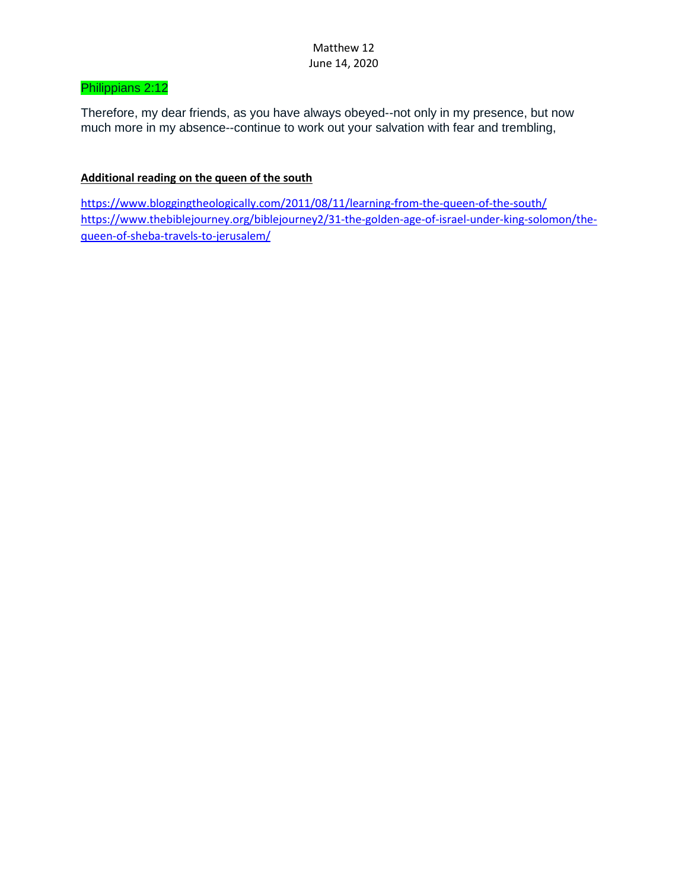Philippians 2:12

Therefore, my dear friends, as you have always obeyed--not only in my presence, but now much more in my absence--continue to work out your salvation with fear and trembling,

**Additional reading on the queen of the south**

https://www.bloggingtheologically.com/2011/08/11/learning-from-the-queen-of-the-south/
https://www.thebiblejourney.org/biblejourney2/31-the-golden-age-of-israel-under-king-solomon/the-queen-of-sheba-travels-to-jerusalem/